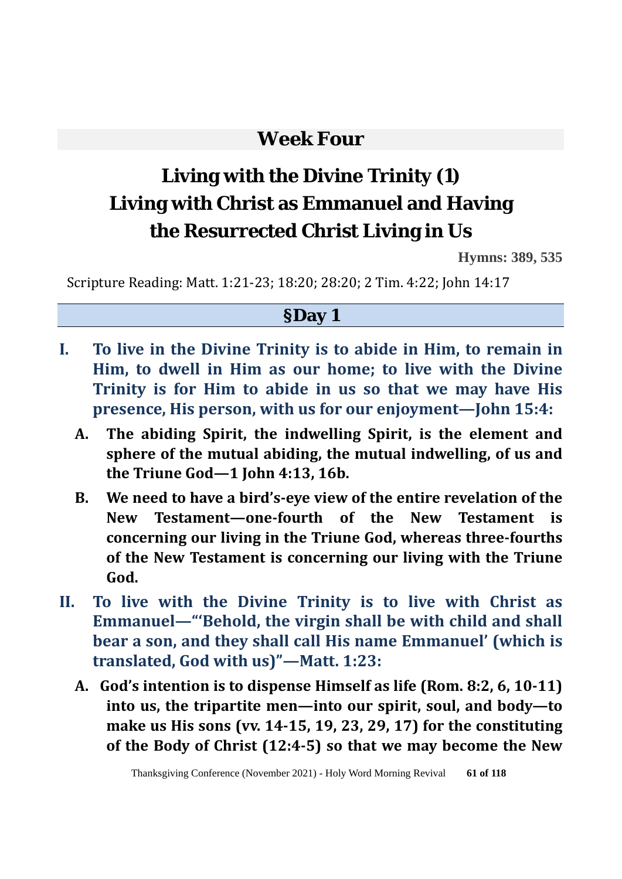# Week Four

# Living with the Divine Trinity (1)
# Living with Christ as Emmanuel and Having the Resurrected Christ Living in Us

**Hymns: 389, 535**

Scripture Reading: Matt. 1:21-23; 18:20; 28:20; 2 Tim. 4:22; John 14:17

## §Day 1

**I. To live in the Divine Trinity is to abide in Him, to remain in Him, to dwell in Him as our home; to live with the Divine Trinity is for Him to abide in us so that we may have His presence, His person, with us for our enjoyment—John 15:4:**

**A. The abiding Spirit, the indwelling Spirit, is the element and sphere of the mutual abiding, the mutual indwelling, of us and the Triune God—1 John 4:13, 16b.**

**B. We need to have a bird's-eye view of the entire revelation of the New Testament—one-fourth of the New Testament is concerning our living in the Triune God, whereas three-fourths of the New Testament is concerning our living with the Triune God.**

**II. To live with the Divine Trinity is to live with Christ as Emmanuel—"'Behold, the virgin shall be with child and shall bear a son, and they shall call His name Emmanuel' (which is translated, God with us)"—Matt. 1:23:**

**A. God's intention is to dispense Himself as life (Rom. 8:2, 6, 10-11) into us, the tripartite men—into our spirit, soul, and body—to make us His sons (vv. 14-15, 19, 23, 29, 17) for the constituting of the Body of Christ (12:4-5) so that we may become the New**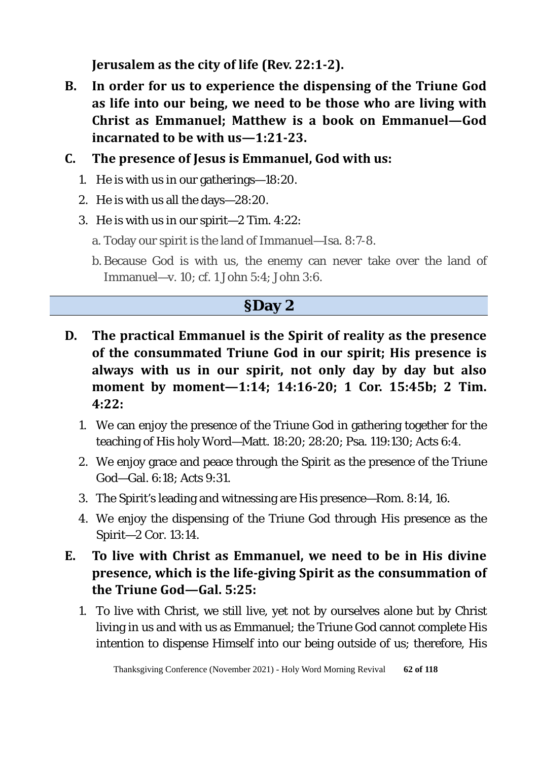**Jerusalem as the city of life (Rev. 22:1-2).**

**B. In order for us to experience the dispensing of the Triune God as life into our being, we need to be those who are living with Christ as Emmanuel; Matthew is a book on Emmanuel—God incarnated to be with us—1:21-23.**

**C. The presence of Jesus is Emmanuel, God with us:**

1. He is with us in our gatherings—18:20.
2. He is with us all the days—28:20.
3. He is with us in our spirit—2 Tim. 4:22:
   a. Today our spirit is the land of Immanuel—Isa. 8:7-8.
   b. Because God is with us, the enemy can never take over the land of Immanuel—v. 10; cf. 1 John 5:4; John 3:6.

## §Day 2

**D. The practical Emmanuel is the Spirit of reality as the presence of the consummated Triune God in our spirit; His presence is always with us in our spirit, not only day by day but also moment by moment—1:14; 14:16-20; 1 Cor. 15:45b; 2 Tim. 4:22:**

1. We can enjoy the presence of the Triune God in gathering together for the teaching of His holy Word—Matt. 18:20; 28:20; Psa. 119:130; Acts 6:4.
2. We enjoy grace and peace through the Spirit as the presence of the Triune God—Gal. 6:18; Acts 9:31.
3. The Spirit's leading and witnessing are His presence—Rom. 8:14, 16.
4. We enjoy the dispensing of the Triune God through His presence as the Spirit—2 Cor. 13:14.

**E. To live with Christ as Emmanuel, we need to be in His divine presence, which is the life-giving Spirit as the consummation of the Triune God—Gal. 5:25:**

1. To live with Christ, we still live, yet not by ourselves alone but by Christ living in us and with us as Emmanuel; the Triune God cannot complete His intention to dispense Himself into our being outside of us; therefore, His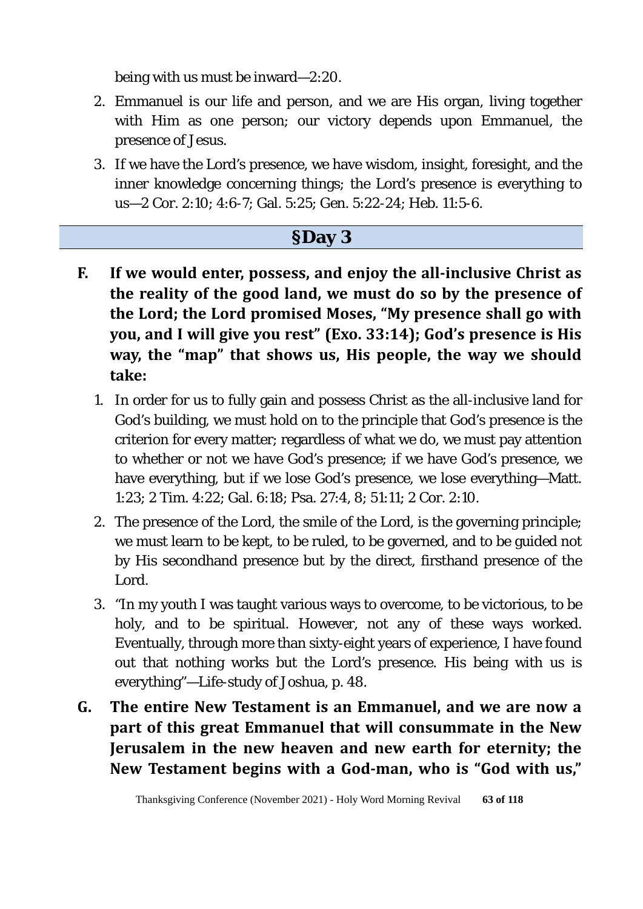being with us must be inward—2:20.

2. Emmanuel is our life and person, and we are His organ, living together with Him as one person; our victory depends upon Emmanuel, the presence of Jesus.
3. If we have the Lord's presence, we have wisdom, insight, foresight, and the inner knowledge concerning things; the Lord's presence is everything to us—2 Cor. 2:10; 4:6-7; Gal. 5:25; Gen. 5:22-24; Heb. 11:5-6.

## §Day 3

**F. If we would enter, possess, and enjoy the all-inclusive Christ as the reality of the good land, we must do so by the presence of the Lord; the Lord promised Moses, "My presence shall go with you, and I will give you rest" (Exo. 33:14); God's presence is His way, the "map" that shows us, His people, the way we should take:**

1. In order for us to fully gain and possess Christ as the all-inclusive land for God's building, we must hold on to the principle that God's presence is the criterion for every matter; regardless of what we do, we must pay attention to whether or not we have God's presence; if we have God's presence, we have everything, but if we lose God's presence, we lose everything—Matt. 1:23; 2 Tim. 4:22; Gal. 6:18; Psa. 27:4, 8; 51:11; 2 Cor. 2:10.
2. The presence of the Lord, the smile of the Lord, is the governing principle; we must learn to be kept, to be ruled, to be governed, and to be guided not by His secondhand presence but by the direct, firsthand presence of the Lord.
3. "In my youth I was taught various ways to overcome, to be victorious, to be holy, and to be spiritual. However, not any of these ways worked. Eventually, through more than sixty-eight years of experience, I have found out that nothing works but the Lord's presence. His being with us is everything"—Life-study of Joshua, p. 48.

**G. The entire New Testament is an Emmanuel, and we are now a part of this great Emmanuel that will consummate in the New Jerusalem in the new heaven and new earth for eternity; the New Testament begins with a God-man, who is "God with us,"**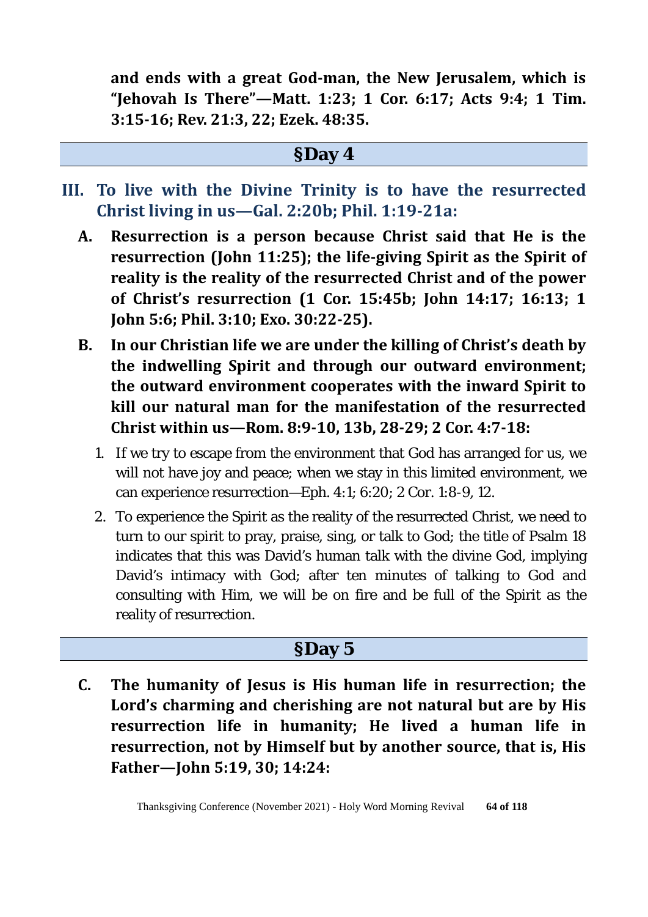**and ends with a great God-man, the New Jerusalem, which is "Jehovah Is There"—Matt. 1:23; 1 Cor. 6:17; Acts 9:4; 1 Tim. 3:15-16; Rev. 21:3, 22; Ezek. 48:35.**

## §Day 4

### III. To live with the Divine Trinity is to have the resurrected Christ living in us—Gal. 2:20b; Phil. 1:19-21a:

**A. Resurrection is a person because Christ said that He is the resurrection (John 11:25); the life-giving Spirit as the Spirit of reality is the reality of the resurrected Christ and of the power of Christ's resurrection (1 Cor. 15:45b; John 14:17; 16:13; 1 John 5:6; Phil. 3:10; Exo. 30:22-25).**

**B. In our Christian life we are under the killing of Christ's death by the indwelling Spirit and through our outward environment; the outward environment cooperates with the inward Spirit to kill our natural man for the manifestation of the resurrected Christ within us—Rom. 8:9-10, 13b, 28-29; 2 Cor. 4:7-18:**

1. If we try to escape from the environment that God has arranged for us, we will not have joy and peace; when we stay in this limited environment, we can experience resurrection—Eph. 4:1; 6:20; 2 Cor. 1:8-9, 12.
2. To experience the Spirit as the reality of the resurrected Christ, we need to turn to our spirit to pray, praise, sing, or talk to God; the title of Psalm 18 indicates that this was David's human talk with the divine God, implying David's intimacy with God; after ten minutes of talking to God and consulting with Him, we will be on fire and be full of the Spirit as the reality of resurrection.

## §Day 5

**C. The humanity of Jesus is His human life in resurrection; the Lord's charming and cherishing are not natural but are by His resurrection life in humanity; He lived a human life in resurrection, not by Himself but by another source, that is, His Father—John 5:19, 30; 14:24:**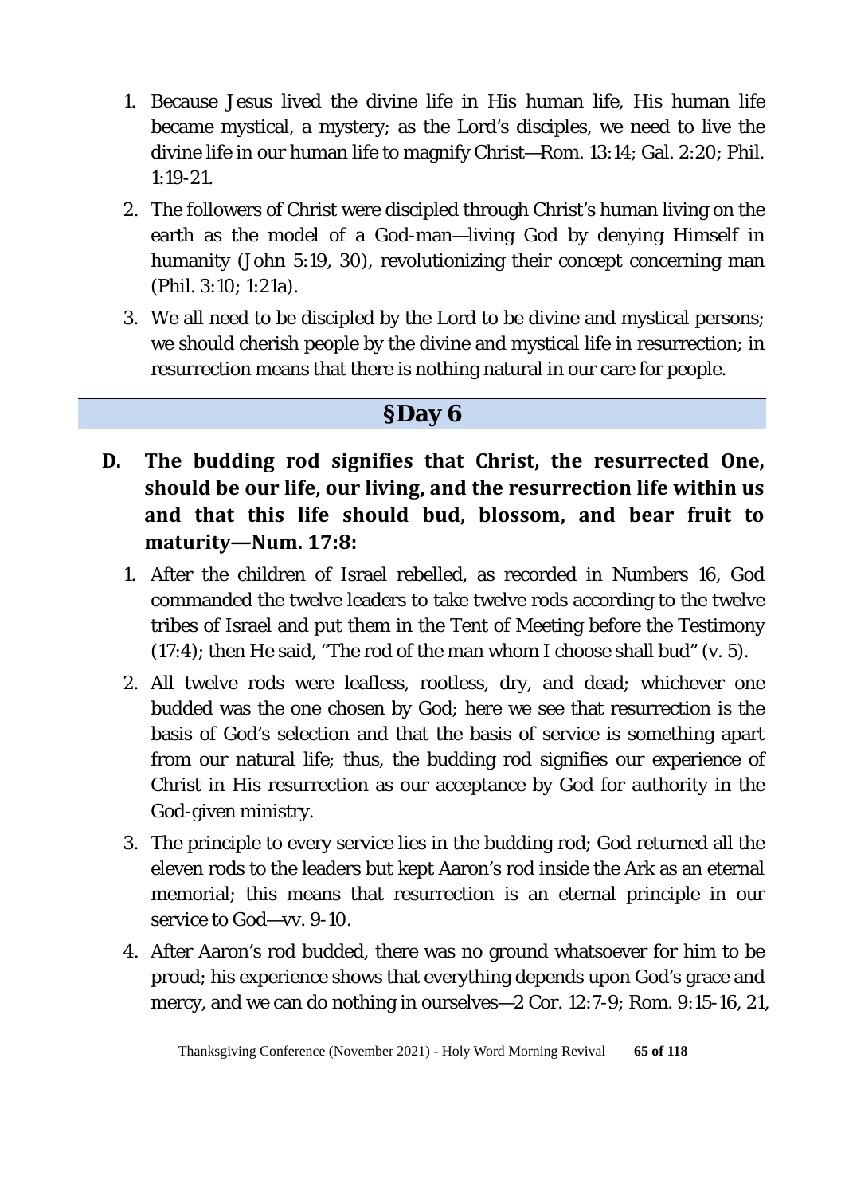1. Because Jesus lived the divine life in His human life, His human life became mystical, a mystery; as the Lord's disciples, we need to live the divine life in our human life to magnify Christ—Rom. 13:14; Gal. 2:20; Phil. 1:19-21.
2. The followers of Christ were discipled through Christ's human living on the earth as the model of a God-man—living God by denying Himself in humanity (John 5:19, 30), revolutionizing their concept concerning man (Phil. 3:10; 1:21a).
3. We all need to be discipled by the Lord to be divine and mystical persons; we should cherish people by the divine and mystical life in resurrection; in resurrection means that there is nothing natural in our care for people.

## §Day 6

**D. The budding rod signifies that Christ, the resurrected One, should be our life, our living, and the resurrection life within us and that this life should bud, blossom, and bear fruit to maturity—Num. 17:8:**

1. After the children of Israel rebelled, as recorded in Numbers 16, God commanded the twelve leaders to take twelve rods according to the twelve tribes of Israel and put them in the Tent of Meeting before the Testimony (17:4); then He said, "The rod of the man whom I choose shall bud" (v. 5).
2. All twelve rods were leafless, rootless, dry, and dead; whichever one budded was the one chosen by God; here we see that resurrection is the basis of God's selection and that the basis of service is something apart from our natural life; thus, the budding rod signifies our experience of Christ in His resurrection as our acceptance by God for authority in the God-given ministry.
3. The principle to every service lies in the budding rod; God returned all the eleven rods to the leaders but kept Aaron's rod inside the Ark as an eternal memorial; this means that resurrection is an eternal principle in our service to God—vv. 9-10.
4. After Aaron's rod budded, there was no ground whatsoever for him to be proud; his experience shows that everything depends upon God's grace and mercy, and we can do nothing in ourselves—2 Cor. 12:7-9; Rom. 9:15-16, 21,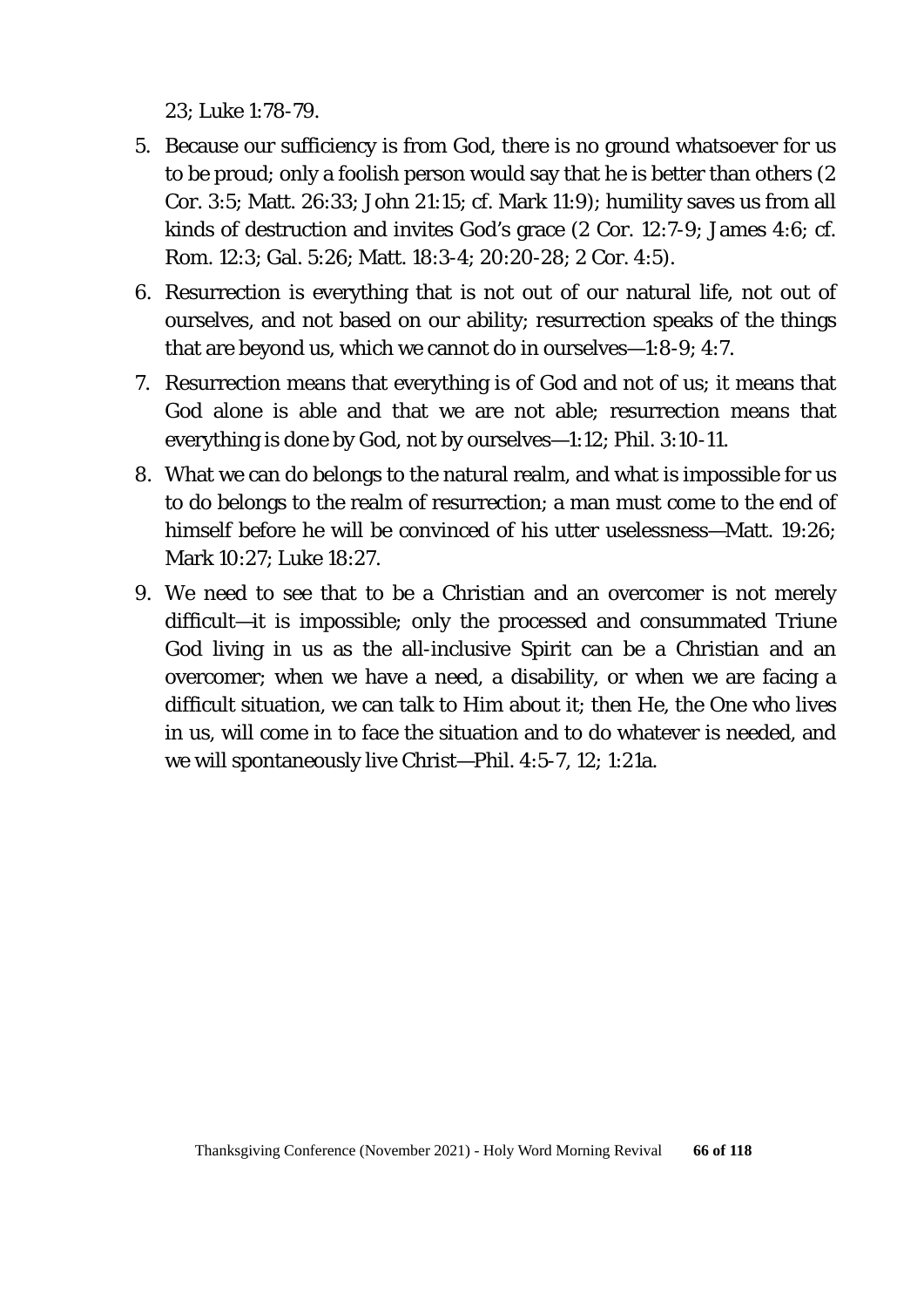23; Luke 1:78-79.

5. Because our sufficiency is from God, there is no ground whatsoever for us to be proud; only a foolish person would say that he is better than others (2 Cor. 3:5; Matt. 26:33; John 21:15; cf. Mark 11:9); humility saves us from all kinds of destruction and invites God's grace (2 Cor. 12:7-9; James 4:6; cf. Rom. 12:3; Gal. 5:26; Matt. 18:3-4; 20:20-28; 2 Cor. 4:5).
6. Resurrection is everything that is not out of our natural life, not out of ourselves, and not based on our ability; resurrection speaks of the things that are beyond us, which we cannot do in ourselves—1:8-9; 4:7.
7. Resurrection means that everything is of God and not of us; it means that God alone is able and that we are not able; resurrection means that everything is done by God, not by ourselves—1:12; Phil. 3:10-11.
8. What we can do belongs to the natural realm, and what is impossible for us to do belongs to the realm of resurrection; a man must come to the end of himself before he will be convinced of his utter uselessness—Matt. 19:26; Mark 10:27; Luke 18:27.
9. We need to see that to be a Christian and an overcomer is not merely difficult—it is impossible; only the processed and consummated Triune God living in us as the all-inclusive Spirit can be a Christian and an overcomer; when we have a need, a disability, or when we are facing a difficult situation, we can talk to Him about it; then He, the One who lives in us, will come in to face the situation and to do whatever is needed, and we will spontaneously live Christ—Phil. 4:5-7, 12; 1:21a.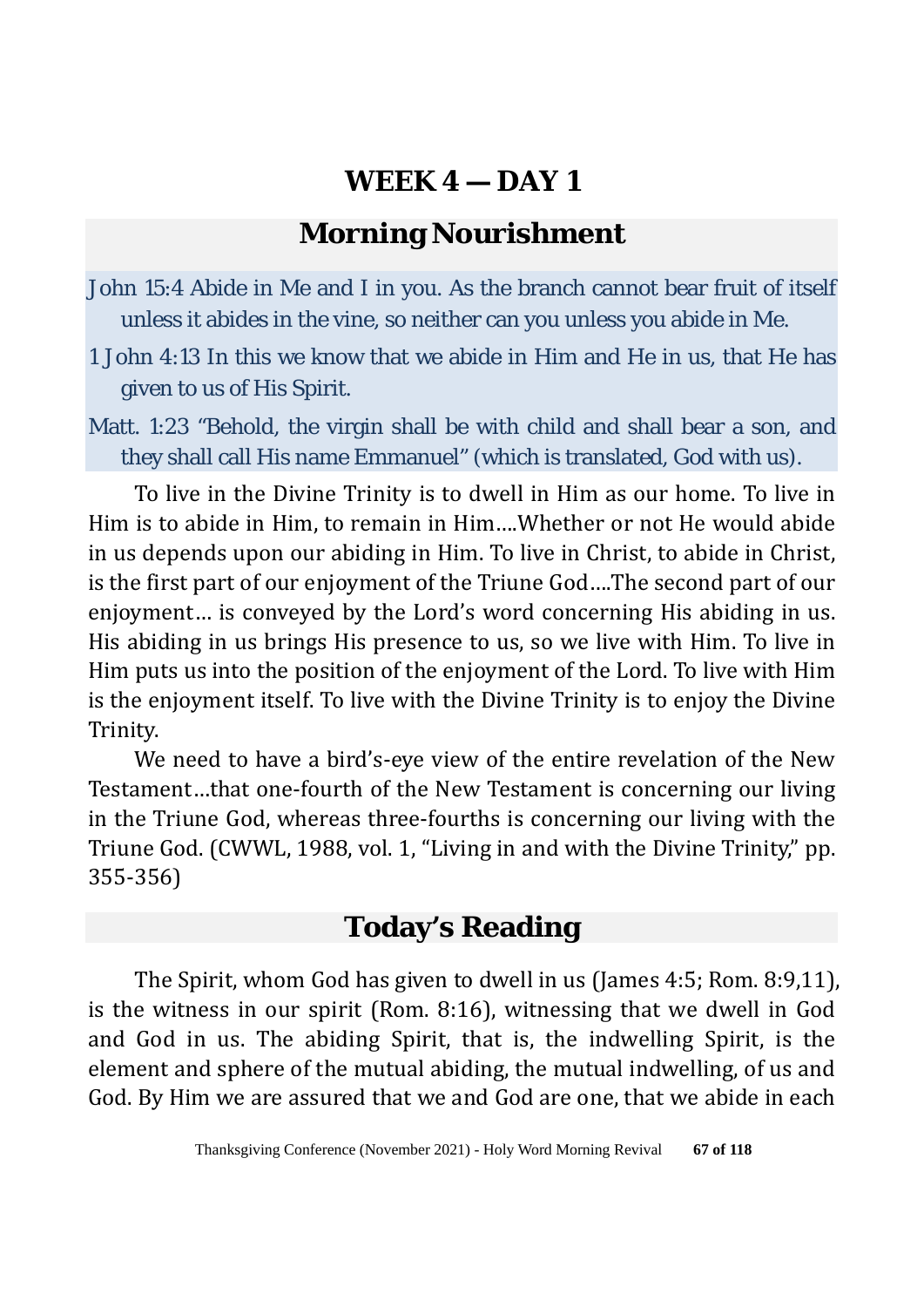# WEEK 4 — DAY 1

## Morning Nourishment

John 15:4 Abide in Me and I in you. As the branch cannot bear fruit of itself unless it abides in the vine, so neither can you unless you abide in Me.

1 John 4:13 In this we know that we abide in Him and He in us, that He has given to us of His Spirit.

Matt. 1:23 "Behold, the virgin shall be with child and shall bear a son, and they shall call His name Emmanuel" (which is translated, God with us).

To live in the Divine Trinity is to dwell in Him as our home. To live in Him is to abide in Him, to remain in Him....Whether or not He would abide in us depends upon our abiding in Him. To live in Christ, to abide in Christ, is the first part of our enjoyment of the Triune God....The second part of our enjoyment... is conveyed by the Lord's word concerning His abiding in us. His abiding in us brings His presence to us, so we live with Him. To live in Him puts us into the position of the enjoyment of the Lord. To live with Him is the enjoyment itself. To live with the Divine Trinity is to enjoy the Divine Trinity.

We need to have a bird's-eye view of the entire revelation of the New Testament...that one-fourth of the New Testament is concerning our living in the Triune God, whereas three-fourths is concerning our living with the Triune God. (CWWL, 1988, vol. 1, "Living in and with the Divine Trinity," pp. 355-356)

## Today's Reading

The Spirit, whom God has given to dwell in us (James 4:5; Rom. 8:9,11), is the witness in our spirit (Rom. 8:16), witnessing that we dwell in God and God in us. The abiding Spirit, that is, the indwelling Spirit, is the element and sphere of the mutual abiding, the mutual indwelling, of us and God. By Him we are assured that we and God are one, that we abide in each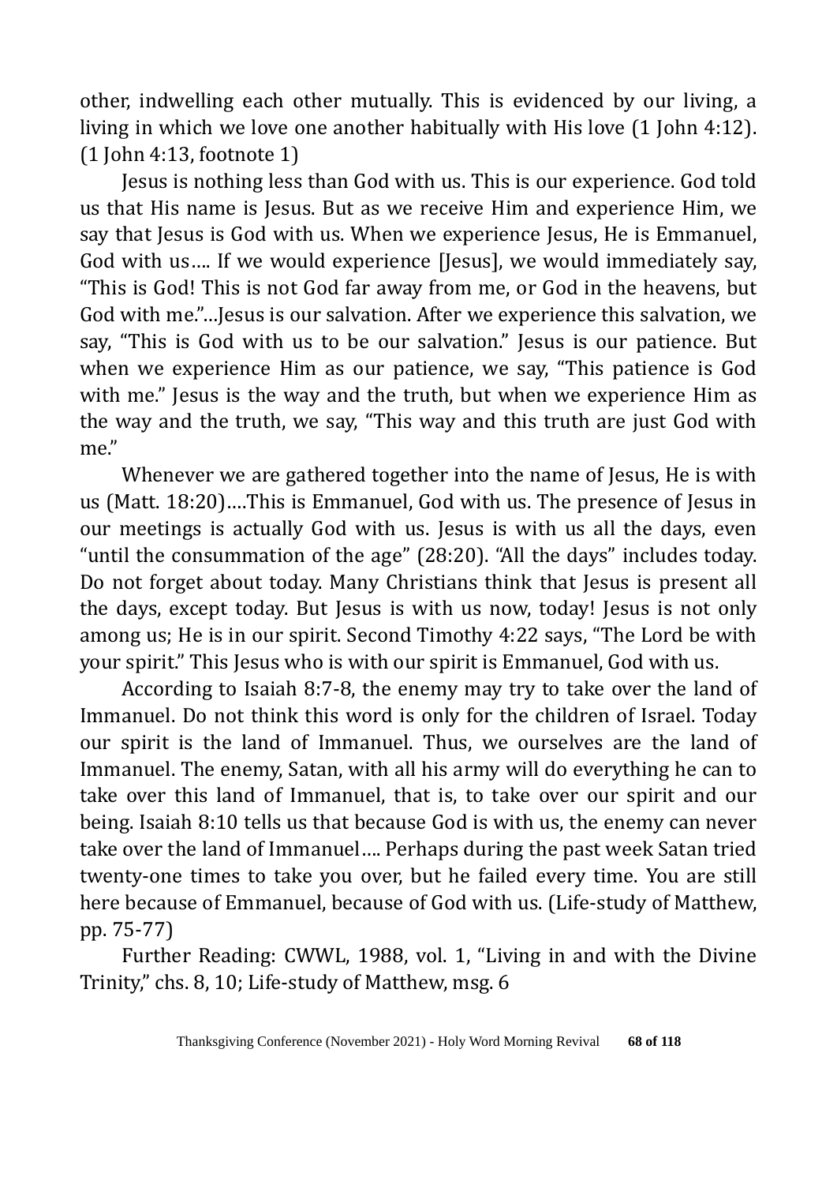other, indwelling each other mutually. This is evidenced by our living, a living in which we love one another habitually with His love (1 John 4:12). (1 John 4:13, footnote 1)

Jesus is nothing less than God with us. This is our experience. God told us that His name is Jesus. But as we receive Him and experience Him, we say that Jesus is God with us. When we experience Jesus, He is Emmanuel, God with us…. If we would experience [Jesus], we would immediately say, "This is God! This is not God far away from me, or God in the heavens, but God with me."…Jesus is our salvation. After we experience this salvation, we say, "This is God with us to be our salvation." Jesus is our patience. But when we experience Him as our patience, we say, "This patience is God with me." Jesus is the way and the truth, but when we experience Him as the way and the truth, we say, "This way and this truth are just God with me."

Whenever we are gathered together into the name of Jesus, He is with us (Matt. 18:20)….This is Emmanuel, God with us. The presence of Jesus in our meetings is actually God with us. Jesus is with us all the days, even "until the consummation of the age" (28:20). "All the days" includes today. Do not forget about today. Many Christians think that Jesus is present all the days, except today. But Jesus is with us now, today! Jesus is not only among us; He is in our spirit. Second Timothy 4:22 says, "The Lord be with your spirit." This Jesus who is with our spirit is Emmanuel, God with us.

According to Isaiah 8:7-8, the enemy may try to take over the land of Immanuel. Do not think this word is only for the children of Israel. Today our spirit is the land of Immanuel. Thus, we ourselves are the land of Immanuel. The enemy, Satan, with all his army will do everything he can to take over this land of Immanuel, that is, to take over our spirit and our being. Isaiah 8:10 tells us that because God is with us, the enemy can never take over the land of Immanuel…. Perhaps during the past week Satan tried twenty-one times to take you over, but he failed every time. You are still here because of Emmanuel, because of God with us. (Life-study of Matthew, pp. 75-77)

Further Reading: CWWL, 1988, vol. 1, "Living in and with the Divine Trinity," chs. 8, 10; Life-study of Matthew, msg. 6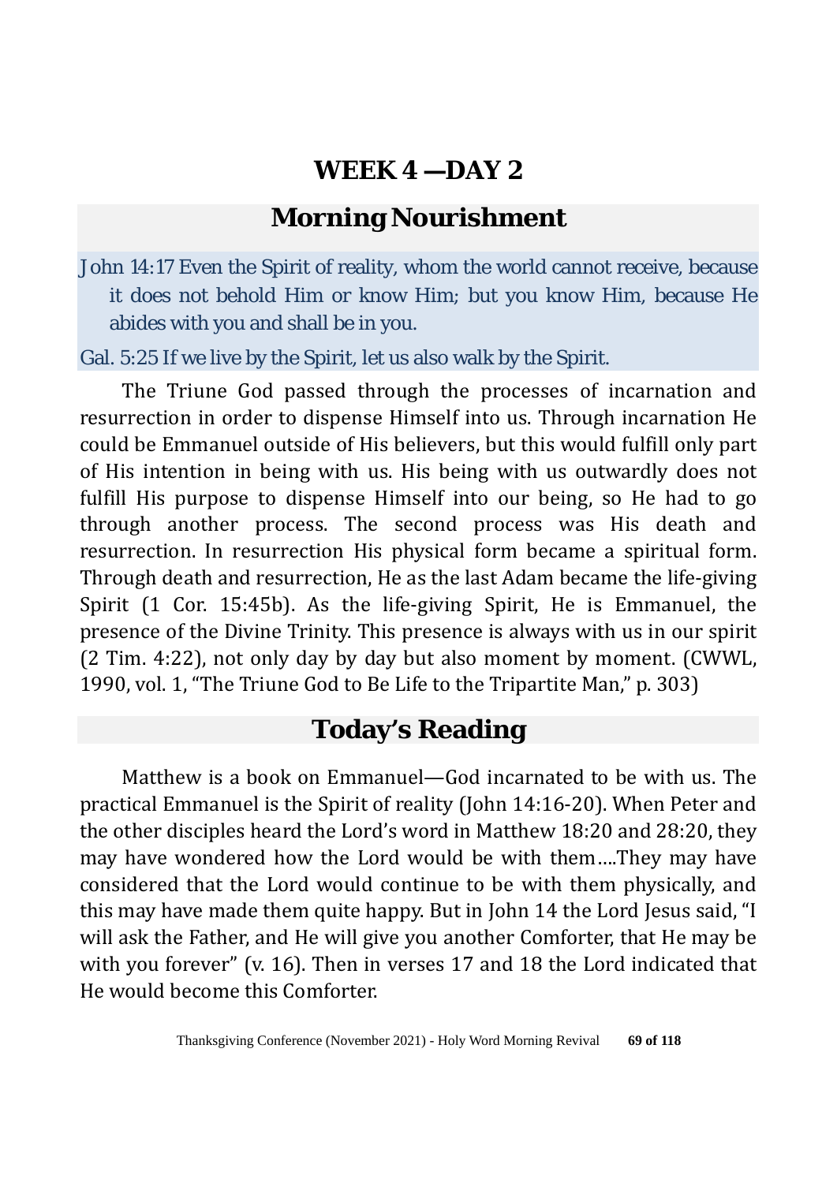# WEEK 4 —DAY 2

## Morning Nourishment

John 14:17 Even the Spirit of reality, whom the world cannot receive, because it does not behold Him or know Him; but you know Him, because He abides with you and shall be in you.

Gal. 5:25 If we live by the Spirit, let us also walk by the Spirit.

The Triune God passed through the processes of incarnation and resurrection in order to dispense Himself into us. Through incarnation He could be Emmanuel outside of His believers, but this would fulfill only part of His intention in being with us. His being with us outwardly does not fulfill His purpose to dispense Himself into our being, so He had to go through another process. The second process was His death and resurrection. In resurrection His physical form became a spiritual form. Through death and resurrection, He as the last Adam became the life-giving Spirit (1 Cor. 15:45b). As the life-giving Spirit, He is Emmanuel, the presence of the Divine Trinity. This presence is always with us in our spirit (2 Tim. 4:22), not only day by day but also moment by moment. (CWWL, 1990, vol. 1, "The Triune God to Be Life to the Tripartite Man," p. 303)

## Today's Reading

Matthew is a book on Emmanuel—God incarnated to be with us. The practical Emmanuel is the Spirit of reality (John 14:16-20). When Peter and the other disciples heard the Lord's word in Matthew 18:20 and 28:20, they may have wondered how the Lord would be with them….They may have considered that the Lord would continue to be with them physically, and this may have made them quite happy. But in John 14 the Lord Jesus said, "I will ask the Father, and He will give you another Comforter, that He may be with you forever" (v. 16). Then in verses 17 and 18 the Lord indicated that He would become this Comforter.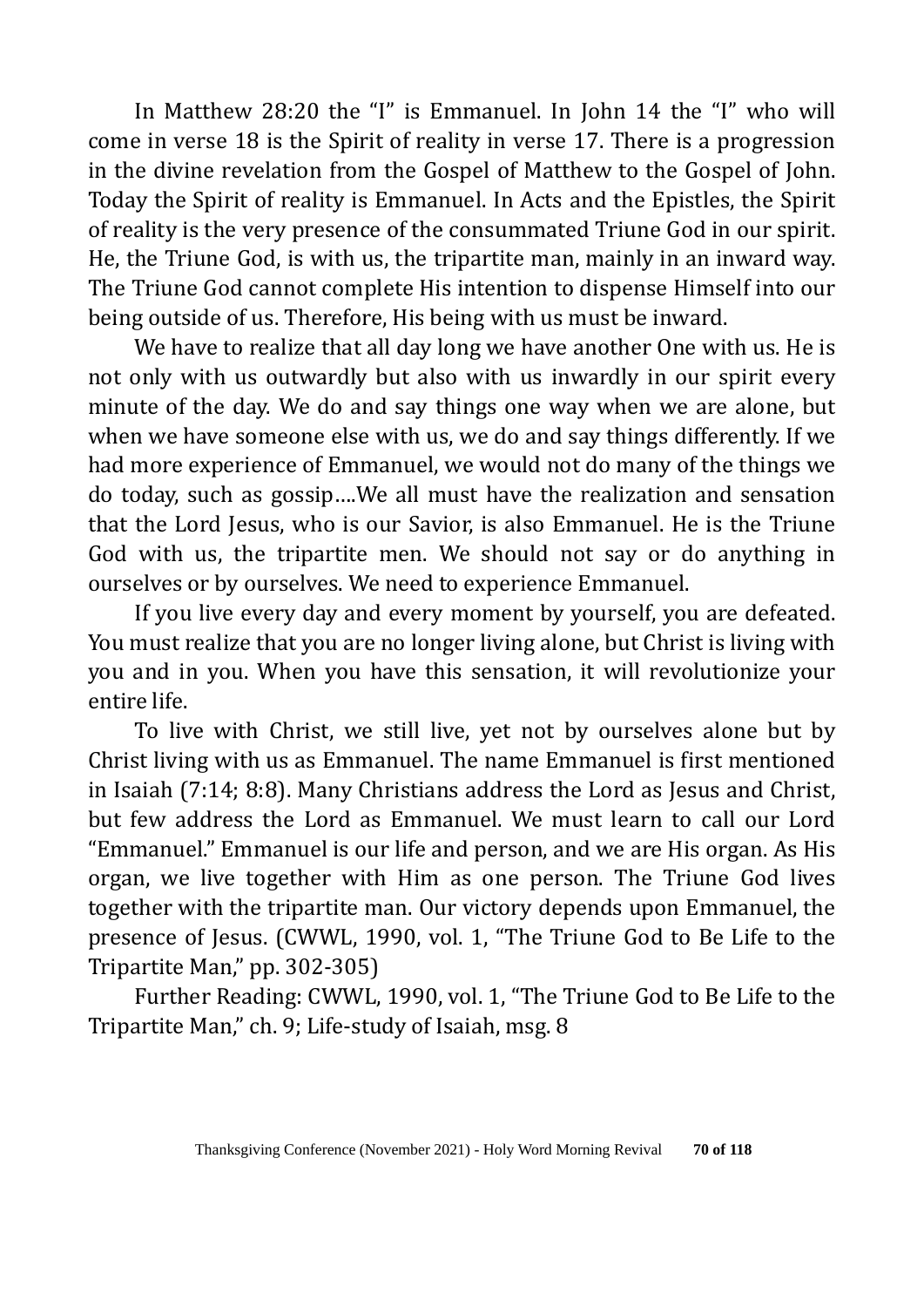In Matthew 28:20 the "I" is Emmanuel. In John 14 the "I" who will come in verse 18 is the Spirit of reality in verse 17. There is a progression in the divine revelation from the Gospel of Matthew to the Gospel of John. Today the Spirit of reality is Emmanuel. In Acts and the Epistles, the Spirit of reality is the very presence of the consummated Triune God in our spirit. He, the Triune God, is with us, the tripartite man, mainly in an inward way. The Triune God cannot complete His intention to dispense Himself into our being outside of us. Therefore, His being with us must be inward.

We have to realize that all day long we have another One with us. He is not only with us outwardly but also with us inwardly in our spirit every minute of the day. We do and say things one way when we are alone, but when we have someone else with us, we do and say things differently. If we had more experience of Emmanuel, we would not do many of the things we do today, such as gossip….We all must have the realization and sensation that the Lord Jesus, who is our Savior, is also Emmanuel. He is the Triune God with us, the tripartite men. We should not say or do anything in ourselves or by ourselves. We need to experience Emmanuel.

If you live every day and every moment by yourself, you are defeated. You must realize that you are no longer living alone, but Christ is living with you and in you. When you have this sensation, it will revolutionize your entire life.

To live with Christ, we still live, yet not by ourselves alone but by Christ living with us as Emmanuel. The name Emmanuel is first mentioned in Isaiah (7:14; 8:8). Many Christians address the Lord as Jesus and Christ, but few address the Lord as Emmanuel. We must learn to call our Lord "Emmanuel." Emmanuel is our life and person, and we are His organ. As His organ, we live together with Him as one person. The Triune God lives together with the tripartite man. Our victory depends upon Emmanuel, the presence of Jesus. (CWWL, 1990, vol. 1, "The Triune God to Be Life to the Tripartite Man," pp. 302-305)

Further Reading: CWWL, 1990, vol. 1, "The Triune God to Be Life to the Tripartite Man," ch. 9; Life-study of Isaiah, msg. 8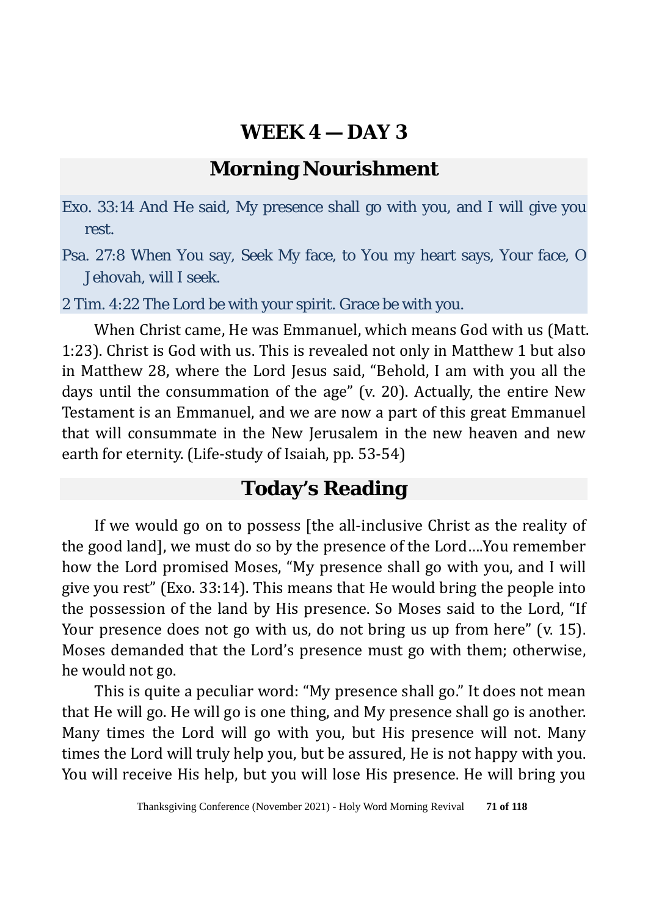# WEEK 4 — DAY 3

## Morning Nourishment

Exo. 33:14 And He said, My presence shall go with you, and I will give you rest.

Psa. 27:8 When You say, Seek My face, to You my heart says, Your face, O Jehovah, will I seek.

2 Tim. 4:22 The Lord be with your spirit. Grace be with you.

When Christ came, He was Emmanuel, which means God with us (Matt. 1:23). Christ is God with us. This is revealed not only in Matthew 1 but also in Matthew 28, where the Lord Jesus said, “Behold, I am with you all the days until the consummation of the age” (v. 20). Actually, the entire New Testament is an Emmanuel, and we are now a part of this great Emmanuel that will consummate in the New Jerusalem in the new heaven and new earth for eternity. (Life-study of Isaiah, pp. 53-54)

## Today’s Reading

If we would go on to possess [the all-inclusive Christ as the reality of the good land], we must do so by the presence of the Lord….You remember how the Lord promised Moses, “My presence shall go with you, and I will give you rest” (Exo. 33:14). This means that He would bring the people into the possession of the land by His presence. So Moses said to the Lord, “If Your presence does not go with us, do not bring us up from here” (v. 15). Moses demanded that the Lord’s presence must go with them; otherwise, he would not go.

This is quite a peculiar word: “My presence shall go.” It does not mean that He will go. He will go is one thing, and My presence shall go is another. Many times the Lord will go with you, but His presence will not. Many times the Lord will truly help you, but be assured, He is not happy with you. You will receive His help, but you will lose His presence. He will bring you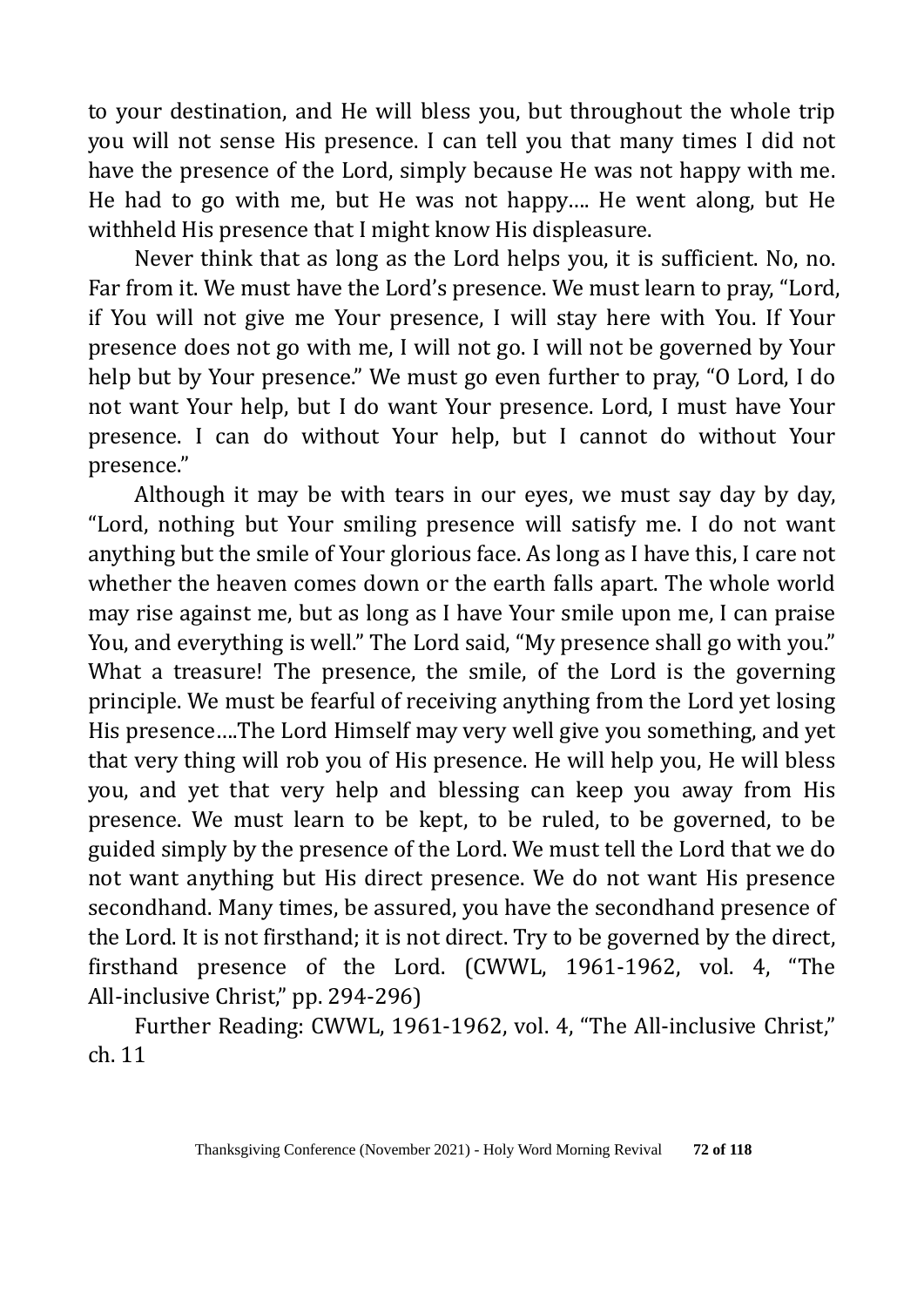to your destination, and He will bless you, but throughout the whole trip you will not sense His presence. I can tell you that many times I did not have the presence of the Lord, simply because He was not happy with me. He had to go with me, but He was not happy.... He went along, but He withheld His presence that I might know His displeasure.

Never think that as long as the Lord helps you, it is sufficient. No, no. Far from it. We must have the Lord's presence. We must learn to pray, "Lord, if You will not give me Your presence, I will stay here with You. If Your presence does not go with me, I will not go. I will not be governed by Your help but by Your presence." We must go even further to pray, "O Lord, I do not want Your help, but I do want Your presence. Lord, I must have Your presence. I can do without Your help, but I cannot do without Your presence."

Although it may be with tears in our eyes, we must say day by day, "Lord, nothing but Your smiling presence will satisfy me. I do not want anything but the smile of Your glorious face. As long as I have this, I care not whether the heaven comes down or the earth falls apart. The whole world may rise against me, but as long as I have Your smile upon me, I can praise You, and everything is well." The Lord said, "My presence shall go with you." What a treasure! The presence, the smile, of the Lord is the governing principle. We must be fearful of receiving anything from the Lord yet losing His presence....The Lord Himself may very well give you something, and yet that very thing will rob you of His presence. He will help you, He will bless you, and yet that very help and blessing can keep you away from His presence. We must learn to be kept, to be ruled, to be governed, to be guided simply by the presence of the Lord. We must tell the Lord that we do not want anything but His direct presence. We do not want His presence secondhand. Many times, be assured, you have the secondhand presence of the Lord. It is not firsthand; it is not direct. Try to be governed by the direct, firsthand presence of the Lord. (CWWL, 1961-1962, vol. 4, "The All-inclusive Christ," pp. 294-296)

Further Reading: CWWL, 1961-1962, vol. 4, "The All-inclusive Christ," ch. 11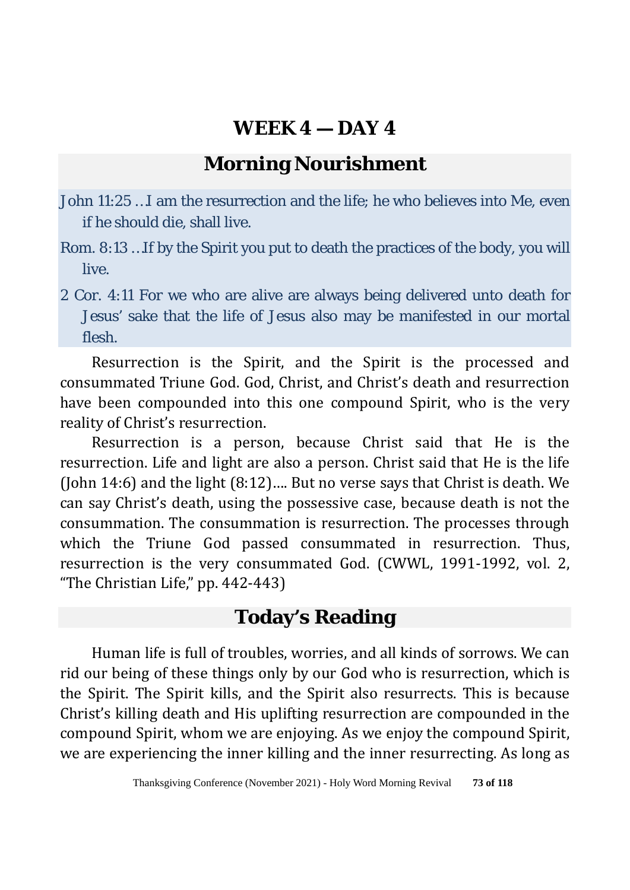# WEEK 4 — DAY 4

## Morning Nourishment

John 11:25 …I am the resurrection and the life; he who believes into Me, even if he should die, shall live.

Rom. 8:13 …If by the Spirit you put to death the practices of the body, you will live.

2 Cor. 4:11 For we who are alive are always being delivered unto death for Jesus' sake that the life of Jesus also may be manifested in our mortal flesh.

Resurrection is the Spirit, and the Spirit is the processed and consummated Triune God. God, Christ, and Christ's death and resurrection have been compounded into this one compound Spirit, who is the very reality of Christ's resurrection.

Resurrection is a person, because Christ said that He is the resurrection. Life and light are also a person. Christ said that He is the life (John 14:6) and the light (8:12)…. But no verse says that Christ is death. We can say Christ's death, using the possessive case, because death is not the consummation. The consummation is resurrection. The processes through which the Triune God passed consummated in resurrection. Thus, resurrection is the very consummated God. (CWWL, 1991-1992, vol. 2, "The Christian Life," pp. 442-443)

## Today's Reading

Human life is full of troubles, worries, and all kinds of sorrows. We can rid our being of these things only by our God who is resurrection, which is the Spirit. The Spirit kills, and the Spirit also resurrects. This is because Christ's killing death and His uplifting resurrection are compounded in the compound Spirit, whom we are enjoying. As we enjoy the compound Spirit, we are experiencing the inner killing and the inner resurrecting. As long as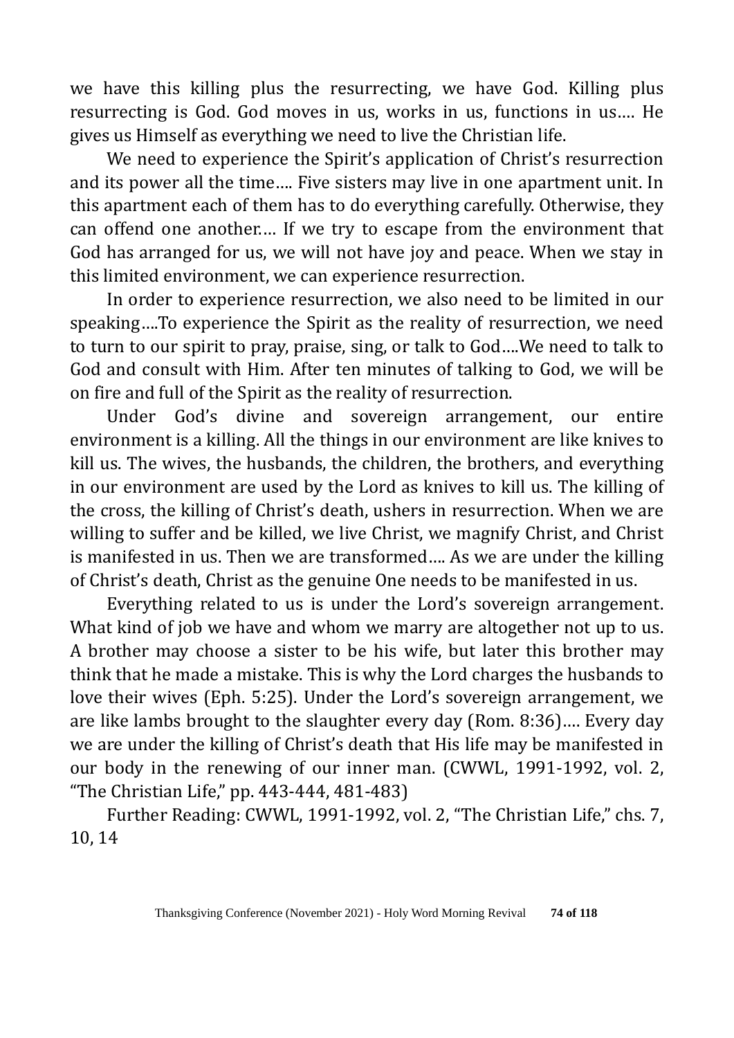we have this killing plus the resurrecting, we have God. Killing plus resurrecting is God. God moves in us, works in us, functions in us…. He gives us Himself as everything we need to live the Christian life.

We need to experience the Spirit's application of Christ's resurrection and its power all the time…. Five sisters may live in one apartment unit. In this apartment each of them has to do everything carefully. Otherwise, they can offend one another…. If we try to escape from the environment that God has arranged for us, we will not have joy and peace. When we stay in this limited environment, we can experience resurrection.

In order to experience resurrection, we also need to be limited in our speaking….To experience the Spirit as the reality of resurrection, we need to turn to our spirit to pray, praise, sing, or talk to God….We need to talk to God and consult with Him. After ten minutes of talking to God, we will be on fire and full of the Spirit as the reality of resurrection.

Under God's divine and sovereign arrangement, our entire environment is a killing. All the things in our environment are like knives to kill us. The wives, the husbands, the children, the brothers, and everything in our environment are used by the Lord as knives to kill us. The killing of the cross, the killing of Christ's death, ushers in resurrection. When we are willing to suffer and be killed, we live Christ, we magnify Christ, and Christ is manifested in us. Then we are transformed…. As we are under the killing of Christ's death, Christ as the genuine One needs to be manifested in us.

Everything related to us is under the Lord's sovereign arrangement. What kind of job we have and whom we marry are altogether not up to us. A brother may choose a sister to be his wife, but later this brother may think that he made a mistake. This is why the Lord charges the husbands to love their wives (Eph. 5:25). Under the Lord's sovereign arrangement, we are like lambs brought to the slaughter every day (Rom. 8:36)…. Every day we are under the killing of Christ's death that His life may be manifested in our body in the renewing of our inner man. (CWWL, 1991-1992, vol. 2, "The Christian Life," pp. 443-444, 481-483)

Further Reading: CWWL, 1991-1992, vol. 2, "The Christian Life," chs. 7, 10, 14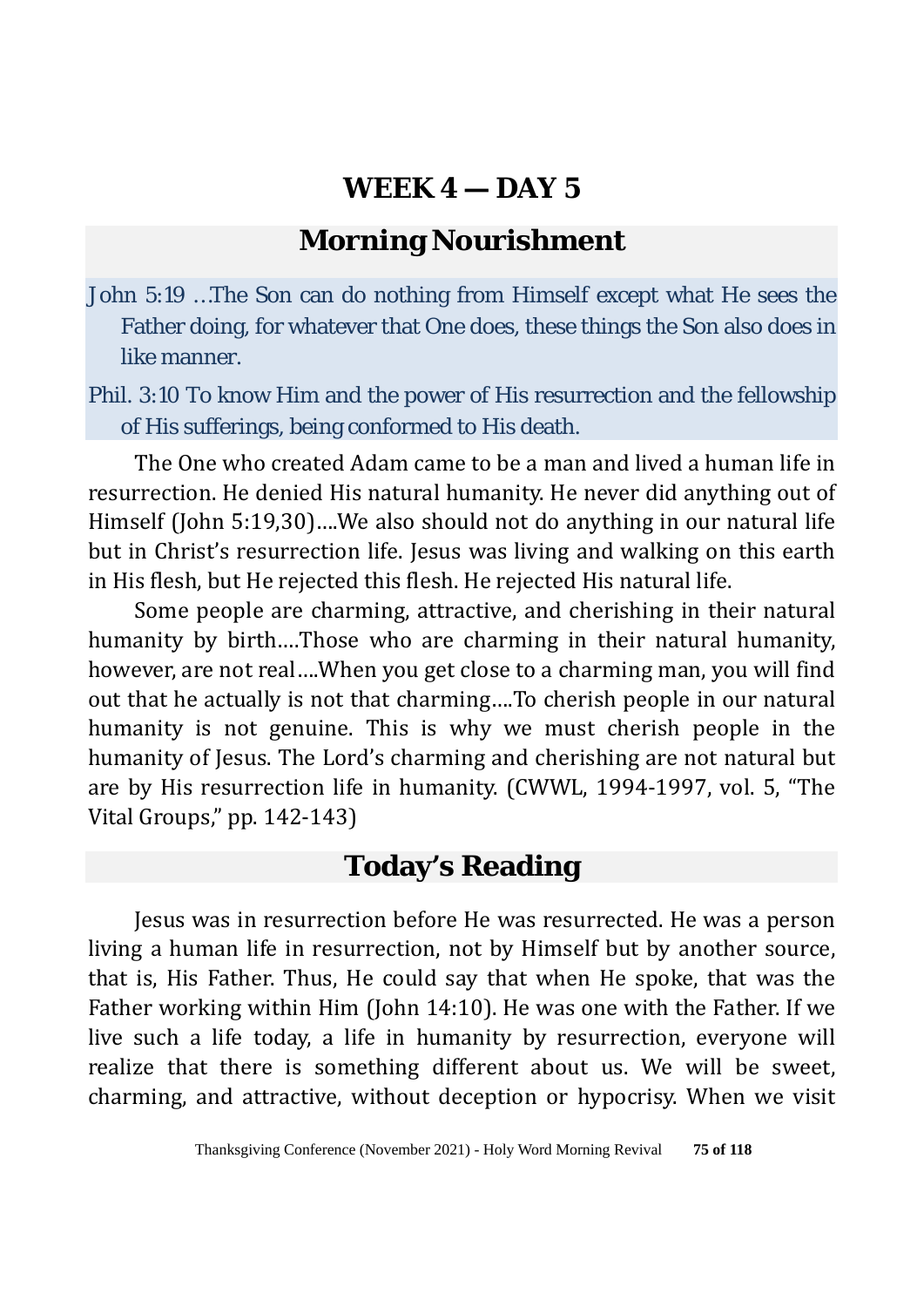# WEEK 4 — DAY 5

## Morning Nourishment

John 5:19 …The Son can do nothing from Himself except what He sees the Father doing, for whatever that One does, these things the Son also does in like manner.

Phil. 3:10 To know Him and the power of His resurrection and the fellowship of His sufferings, being conformed to His death.

The One who created Adam came to be a man and lived a human life in resurrection. He denied His natural humanity. He never did anything out of Himself (John 5:19,30)….We also should not do anything in our natural life but in Christ's resurrection life. Jesus was living and walking on this earth in His flesh, but He rejected this flesh. He rejected His natural life.

Some people are charming, attractive, and cherishing in their natural humanity by birth….Those who are charming in their natural humanity, however, are not real….When you get close to a charming man, you will find out that he actually is not that charming….To cherish people in our natural humanity is not genuine. This is why we must cherish people in the humanity of Jesus. The Lord's charming and cherishing are not natural but are by His resurrection life in humanity. (CWWL, 1994-1997, vol. 5, "The Vital Groups," pp. 142-143)

## Today's Reading

Jesus was in resurrection before He was resurrected. He was a person living a human life in resurrection, not by Himself but by another source, that is, His Father. Thus, He could say that when He spoke, that was the Father working within Him (John 14:10). He was one with the Father. If we live such a life today, a life in humanity by resurrection, everyone will realize that there is something different about us. We will be sweet, charming, and attractive, without deception or hypocrisy. When we visit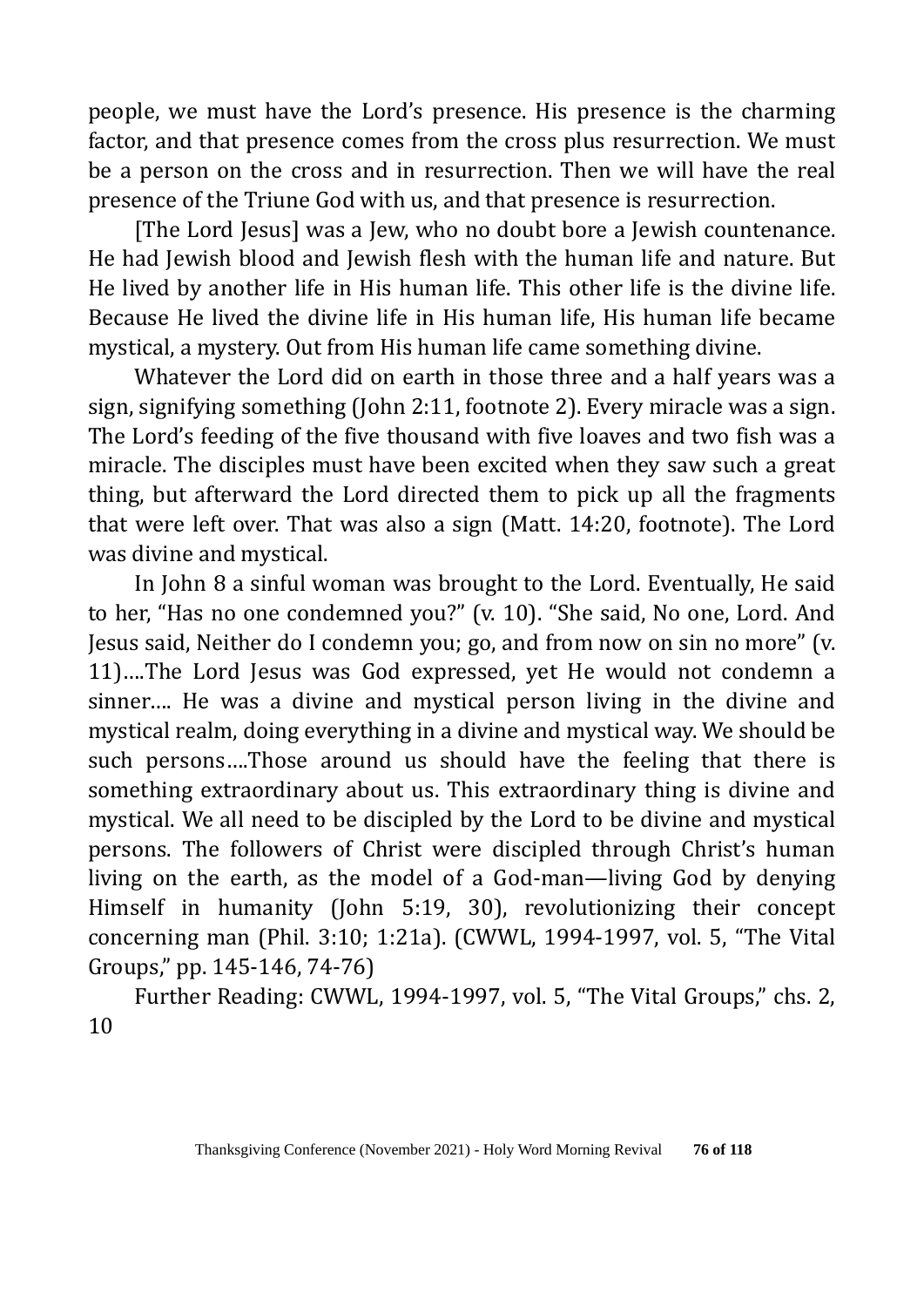people, we must have the Lord's presence. His presence is the charming factor, and that presence comes from the cross plus resurrection. We must be a person on the cross and in resurrection. Then we will have the real presence of the Triune God with us, and that presence is resurrection.

[The Lord Jesus] was a Jew, who no doubt bore a Jewish countenance. He had Jewish blood and Jewish flesh with the human life and nature. But He lived by another life in His human life. This other life is the divine life. Because He lived the divine life in His human life, His human life became mystical, a mystery. Out from His human life came something divine.

Whatever the Lord did on earth in those three and a half years was a sign, signifying something (John 2:11, footnote 2). Every miracle was a sign. The Lord's feeding of the five thousand with five loaves and two fish was a miracle. The disciples must have been excited when they saw such a great thing, but afterward the Lord directed them to pick up all the fragments that were left over. That was also a sign (Matt. 14:20, footnote). The Lord was divine and mystical.

In John 8 a sinful woman was brought to the Lord. Eventually, He said to her, "Has no one condemned you?" (v. 10). "She said, No one, Lord. And Jesus said, Neither do I condemn you; go, and from now on sin no more" (v. 11)….The Lord Jesus was God expressed, yet He would not condemn a sinner…. He was a divine and mystical person living in the divine and mystical realm, doing everything in a divine and mystical way. We should be such persons….Those around us should have the feeling that there is something extraordinary about us. This extraordinary thing is divine and mystical. We all need to be discipled by the Lord to be divine and mystical persons. The followers of Christ were discipled through Christ's human living on the earth, as the model of a God-man—living God by denying Himself in humanity (John 5:19, 30), revolutionizing their concept concerning man (Phil. 3:10; 1:21a). (CWWL, 1994-1997, vol. 5, "The Vital Groups," pp. 145-146, 74-76)

Further Reading: CWWL, 1994-1997, vol. 5, "The Vital Groups," chs. 2, 10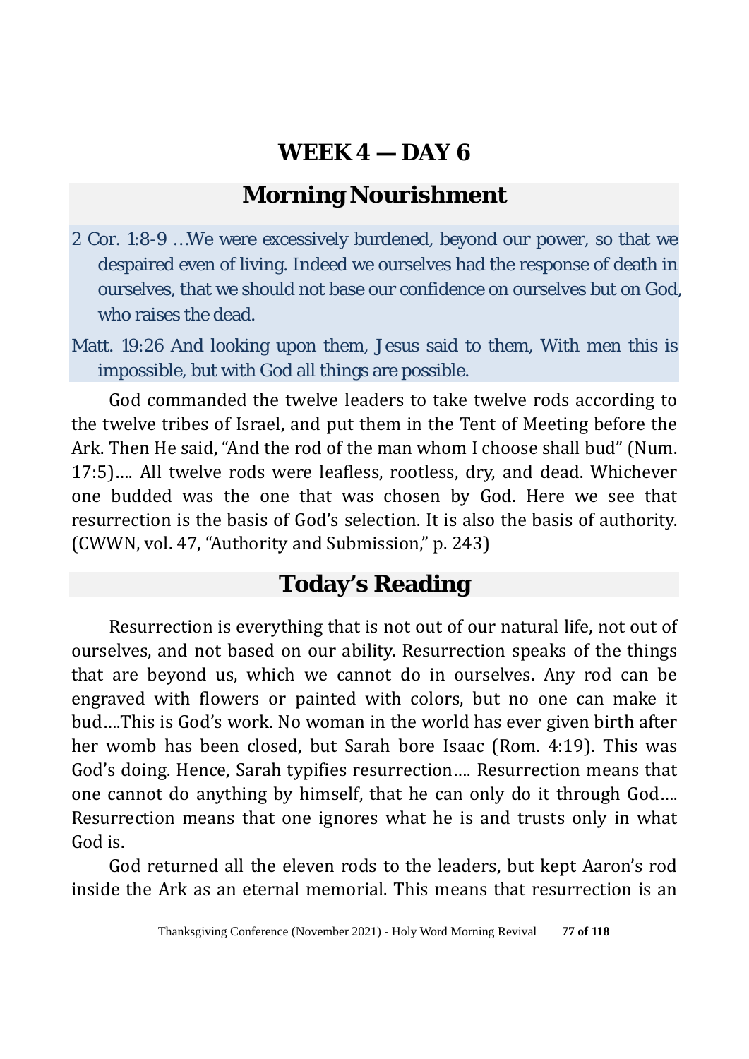# WEEK 4 — DAY 6

## Morning Nourishment

2 Cor. 1:8-9 …We were excessively burdened, beyond our power, so that we despaired even of living. Indeed we ourselves had the response of death in ourselves, that we should not base our confidence on ourselves but on God, who raises the dead.

Matt. 19:26 And looking upon them, Jesus said to them, With men this is impossible, but with God all things are possible.

God commanded the twelve leaders to take twelve rods according to the twelve tribes of Israel, and put them in the Tent of Meeting before the Ark. Then He said, "And the rod of the man whom I choose shall bud" (Num. 17:5)…. All twelve rods were leafless, rootless, dry, and dead. Whichever one budded was the one that was chosen by God. Here we see that resurrection is the basis of God's selection. It is also the basis of authority. (CWWN, vol. 47, "Authority and Submission," p. 243)

## Today's Reading

Resurrection is everything that is not out of our natural life, not out of ourselves, and not based on our ability. Resurrection speaks of the things that are beyond us, which we cannot do in ourselves. Any rod can be engraved with flowers or painted with colors, but no one can make it bud….This is God's work. No woman in the world has ever given birth after her womb has been closed, but Sarah bore Isaac (Rom. 4:19). This was God's doing. Hence, Sarah typifies resurrection…. Resurrection means that one cannot do anything by himself, that he can only do it through God…. Resurrection means that one ignores what he is and trusts only in what God is.

God returned all the eleven rods to the leaders, but kept Aaron's rod inside the Ark as an eternal memorial. This means that resurrection is an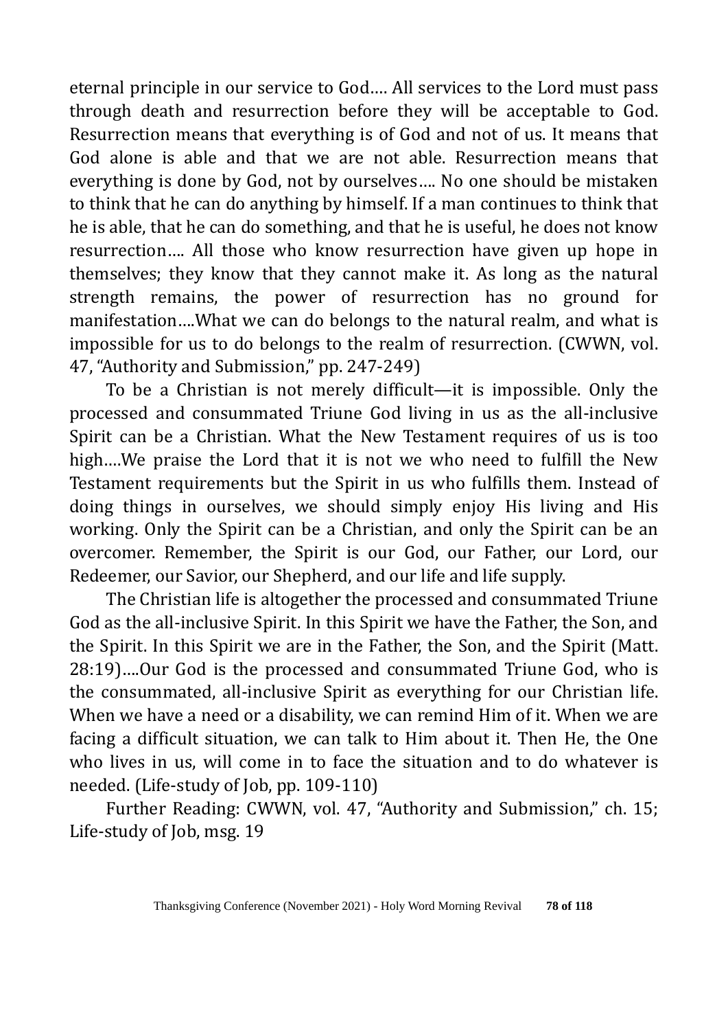eternal principle in our service to God…. All services to the Lord must pass through death and resurrection before they will be acceptable to God. Resurrection means that everything is of God and not of us. It means that God alone is able and that we are not able. Resurrection means that everything is done by God, not by ourselves…. No one should be mistaken to think that he can do anything by himself. If a man continues to think that he is able, that he can do something, and that he is useful, he does not know resurrection…. All those who know resurrection have given up hope in themselves; they know that they cannot make it. As long as the natural strength remains, the power of resurrection has no ground for manifestation….What we can do belongs to the natural realm, and what is impossible for us to do belongs to the realm of resurrection. (CWWN, vol. 47, "Authority and Submission," pp. 247-249)

To be a Christian is not merely difficult—it is impossible. Only the processed and consummated Triune God living in us as the all-inclusive Spirit can be a Christian. What the New Testament requires of us is too high….We praise the Lord that it is not we who need to fulfill the New Testament requirements but the Spirit in us who fulfills them. Instead of doing things in ourselves, we should simply enjoy His living and His working. Only the Spirit can be a Christian, and only the Spirit can be an overcomer. Remember, the Spirit is our God, our Father, our Lord, our Redeemer, our Savior, our Shepherd, and our life and life supply.

The Christian life is altogether the processed and consummated Triune God as the all-inclusive Spirit. In this Spirit we have the Father, the Son, and the Spirit. In this Spirit we are in the Father, the Son, and the Spirit (Matt. 28:19)….Our God is the processed and consummated Triune God, who is the consummated, all-inclusive Spirit as everything for our Christian life. When we have a need or a disability, we can remind Him of it. When we are facing a difficult situation, we can talk to Him about it. Then He, the One who lives in us, will come in to face the situation and to do whatever is needed. (Life-study of Job, pp. 109-110)

Further Reading: CWWN, vol. 47, "Authority and Submission," ch. 15; Life-study of Job, msg. 19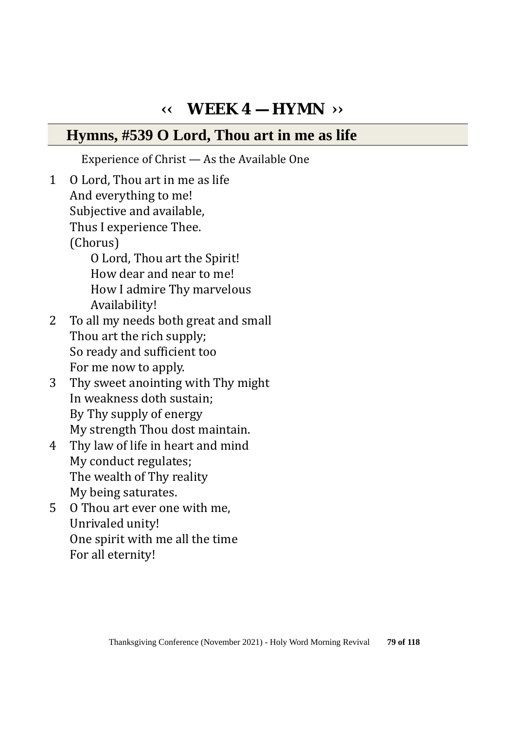# ‹‹ WEEK 4 — HYMN ››

## Hymns, #539 O Lord, Thou art in me as life

Experience of Christ — As the Available One

1 O Lord, Thou art in me as life
And everything to me!
Subjective and available,
Thus I experience Thee.
(Chorus)
O Lord, Thou art the Spirit!
How dear and near to me!
How I admire Thy marvelous
Availability!

2 To all my needs both great and small
Thou art the rich supply;
So ready and sufficient too
For me now to apply.

3 Thy sweet anointing with Thy might
In weakness doth sustain;
By Thy supply of energy
My strength Thou dost maintain.

4 Thy law of life in heart and mind
My conduct regulates;
The wealth of Thy reality
My being saturates.

5 O Thou art ever one with me,
Unrivaled unity!
One spirit with me all the time
For all eternity!